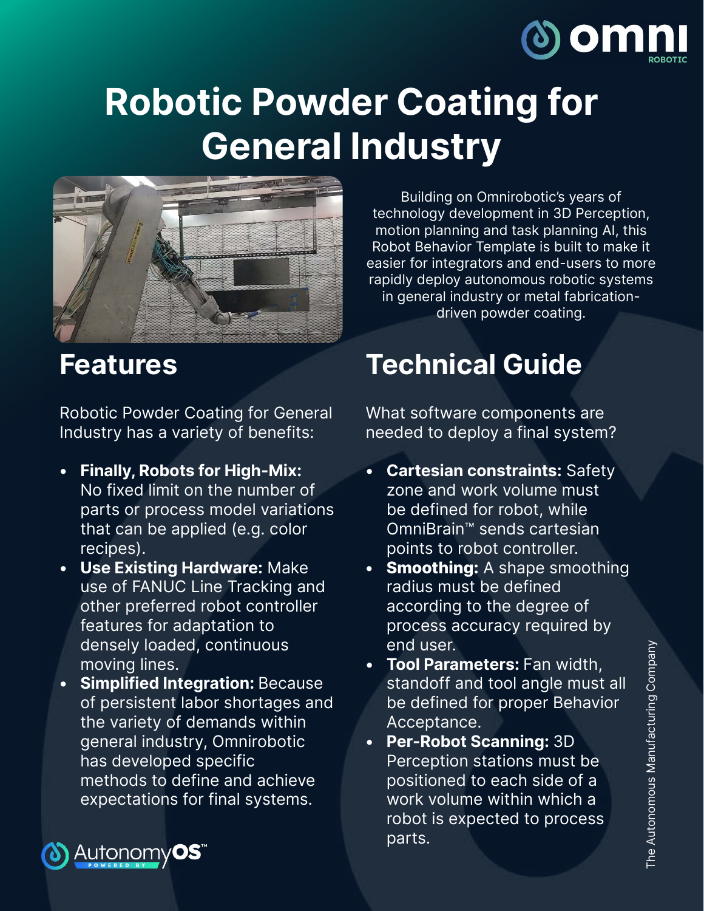# Robotic Powder Coating for General Industry

Building on Omnirobotic's years of technology development in 3D Perception, motion planning and task planning AI, this Robot Behavior Template is built to make it easier for integrators and end-users to more rapidly deploy autonomous robotic systems in general industry or metal fabrication-driven powder coating.

## Features

Robotic Powder Coating for General Industry has a variety of benefits:

- **Finally, Robots for High-Mix:** No fixed limit on the number of parts or process model variations that can be applied (e.g. color recipes).
- **Use Existing Hardware:** Make use of FANUC Line Tracking and other preferred robot controller features for adaptation to densely loaded, continuous moving lines.
- **Simplified Integration:** Because of persistent labor shortages and the variety of demands within general industry, Omnirobotic has developed specific methods to define and achieve expectations for final systems.

## Technical Guide

What software components are needed to deploy a final system?

- **Cartesian constraints:** Safety zone and work volume must be defined for robot, while OmniBrain™ sends cartesian points to robot controller.
- **Smoothing:** A shape smoothing radius must be defined according to the degree of process accuracy required by end user.
- **Tool Parameters:** Fan width, standoff and tool angle must all be defined for proper Behavior Acceptance.
- **Per-Robot Scanning:** 3D Perception stations must be positioned to each side of a work volume within which a robot is expected to process parts.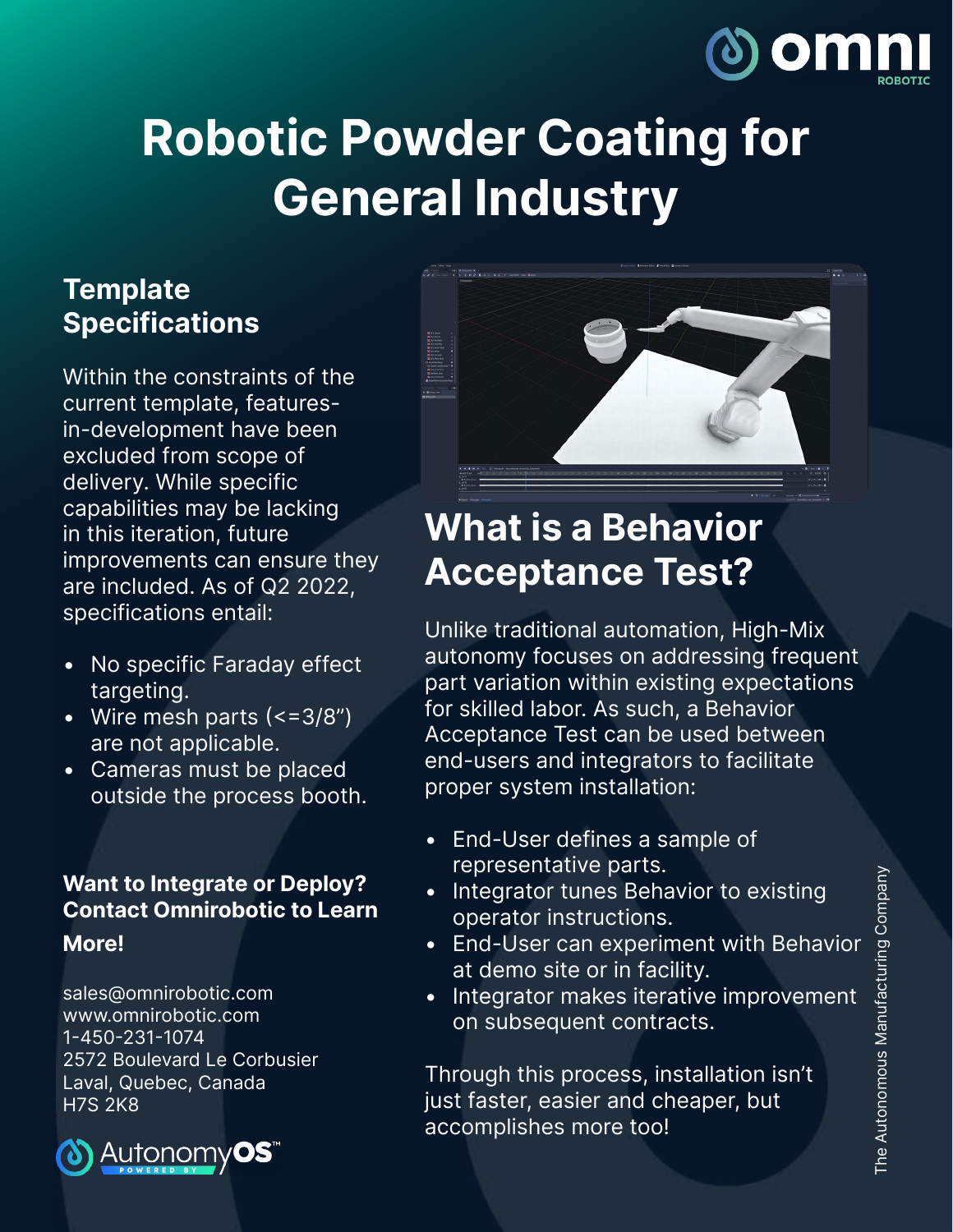omni ROBOTIC

# Robotic Powder Coating for General Industry

## Template Specifications

Within the constraints of the current template, features-in-development have been excluded from scope of delivery. While specific capabilities may be lacking in this iteration, future improvements can ensure they are included. As of Q2 2022, specifications entail:

- No specific Faraday effect targeting.
- Wire mesh parts (<=3/8") are not applicable.
- Cameras must be placed outside the process booth.

**Want to Integrate or Deploy? Contact Omnirobotic to Learn More!**

sales@omnirobotic.com
www.omnirobotic.com
1-450-231-1074
2572 Boulevard Le Corbusier
Laval, Quebec, Canada
H7S 2K8

POWERED BY AutonomyOS™

## What is a Behavior Acceptance Test?

Unlike traditional automation, High-Mix autonomy focuses on addressing frequent part variation within existing expectations for skilled labor. As such, a Behavior Acceptance Test can be used between end-users and integrators to facilitate proper system installation:

- End-User defines a sample of representative parts.
- Integrator tunes Behavior to existing operator instructions.
- End-User can experiment with Behavior at demo site or in facility.
- Integrator makes iterative improvement on subsequent contracts.

Through this process, installation isn't just faster, easier and cheaper, but accomplishes more too!

The Autonomous Manufacturing Company